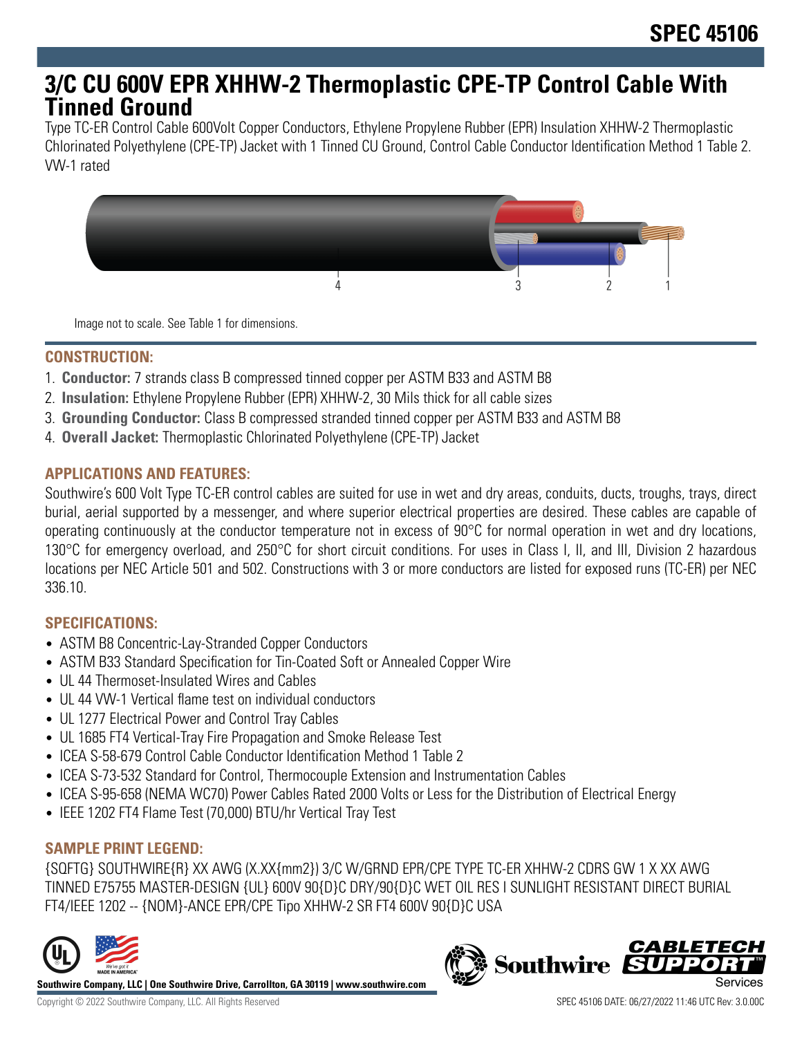# SPEC 45106

# 3/C CU 600V EPR XHHW-2 Thermoplastic CPE-TP Control Cable With Tinned Ground

Type TC-ER Control Cable 600Volt Copper Conductors, Ethylene Propylene Rubber (EPR) Insulation XHHW-2 Thermoplastic Chlorinated Polyethylene (CPE-TP) Jacket with 1 Tinned CU Ground, Control Cable Conductor Identification Method 1 Table 2. VW-1 rated

Image not to scale. See Table 1 for dimensions.

## CONSTRUCTION:

1. **Conductor:** 7 strands class B compressed tinned copper per ASTM B33 and ASTM B8
2. **Insulation:** Ethylene Propylene Rubber (EPR) XHHW-2, 30 Mils thick for all cable sizes
3. **Grounding Conductor:** Class B compressed stranded tinned copper per ASTM B33 and ASTM B8
4. **Overall Jacket:** Thermoplastic Chlorinated Polyethylene (CPE-TP) Jacket

## APPLICATIONS AND FEATURES:

Southwire's 600 Volt Type TC-ER control cables are suited for use in wet and dry areas, conduits, ducts, troughs, trays, direct burial, aerial supported by a messenger, and where superior electrical properties are desired. These cables are capable of operating continuously at the conductor temperature not in excess of 90°C for normal operation in wet and dry locations, 130°C for emergency overload, and 250°C for short circuit conditions. For uses in Class I, II, and III, Division 2 hazardous locations per NEC Article 501 and 502. Constructions with 3 or more conductors are listed for exposed runs (TC-ER) per NEC 336.10.

## SPECIFICATIONS:

- ASTM B8 Concentric-Lay-Stranded Copper Conductors
- ASTM B33 Standard Specification for Tin-Coated Soft or Annealed Copper Wire
- UL 44 Thermoset-Insulated Wires and Cables
- UL 44 VW-1 Vertical flame test on individual conductors
- UL 1277 Electrical Power and Control Tray Cables
- UL 1685 FT4 Vertical-Tray Fire Propagation and Smoke Release Test
- ICEA S-58-679 Control Cable Conductor Identification Method 1 Table 2
- ICEA S-73-532 Standard for Control, Thermocouple Extension and Instrumentation Cables
- ICEA S-95-658 (NEMA WC70) Power Cables Rated 2000 Volts or Less for the Distribution of Electrical Energy
- IEEE 1202 FT4 Flame Test (70,000) BTU/hr Vertical Tray Test

## SAMPLE PRINT LEGEND:

{SQFTG} SOUTHWIRE{R} XX AWG (X.XX{mm2}) 3/C W/GRND EPR/CPE TYPE TC-ER XHHW-2 CDRS GW 1 X XX AWG TINNED E75755 MASTER-DESIGN {UL} 600V 90{D}C DRY/90{D}C WET OIL RES I SUNLIGHT RESISTANT DIRECT BURIAL FT4/IEEE 1202 -- {NOM}-ANCE EPR/CPE Tipo XHHW-2 SR FT4 600V 90{D}C USA

Southwire Company, LLC | One Southwire Drive, Carrollton, GA 30119 | www.southwire.com

Copyright © 2022 Southwire Company, LLC. All Rights Reserved

SPEC 45106 DATE: 06/27/2022 11:46 UTC Rev: 3.0.00C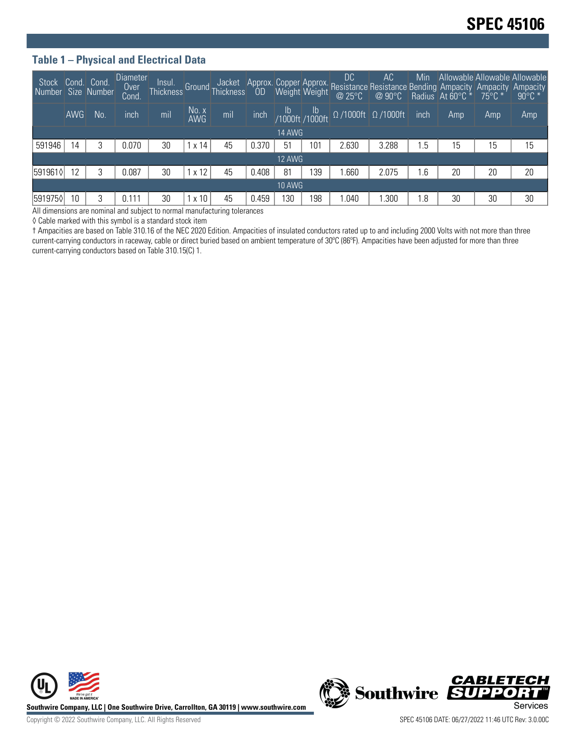## Table 1 – Physical and Electrical Data

| Stock Number | Cond. Size | Cond. Number | Diameter Over Cond. | Insul. Thickness | Ground | Jacket Thickness | Approx. OD | Copper Weight | Approx. Weight | DC Resistance @ 25°C | AC Resistance @ 90°C | Min Bending Radius | Allowable Ampacity At 60°C * | Allowable Ampacity 75°C * | Allowable Ampacity 90°C * |
|---|---|---|---|---|---|---|---|---|---|---|---|---|---|---|---|
| | AWG | No. | inch | mil | No. x AWG | mil | inch | lb /1000ft | lb /1000ft | Ω /1000ft | Ω /1000ft | inch | Amp | Amp | Amp |
| 14 AWG | | | | | | | | | | | | | | | |
| 591946 | 14 | 3 | 0.070 | 30 | 1 x 14 | 45 | 0.370 | 51 | 101 | 2.630 | 3.288 | 1.5 | 15 | 15 | 15 |
| 12 AWG | | | | | | | | | | | | | | | |
| 591961◊ | 12 | 3 | 0.087 | 30 | 1 x 12 | 45 | 0.408 | 81 | 139 | 1.660 | 2.075 | 1.6 | 20 | 20 | 20 |
| 10 AWG | | | | | | | | | | | | | | | |
| 591975◊ | 10 | 3 | 0.111 | 30 | 1 x 10 | 45 | 0.459 | 130 | 198 | 1.040 | 1.300 | 1.8 | 30 | 30 | 30 |

All dimensions are nominal and subject to normal manufacturing tolerances

◊ Cable marked with this symbol is a standard stock item

† Ampacities are based on Table 310.16 of the NEC 2020 Edition. Ampacities of insulated conductors rated up to and including 2000 Volts with not more than three current-carrying conductors in raceway, cable or direct buried based on ambient temperature of 30ºC (86ºF). Ampacities have been adjusted for more than three current-carrying conductors based on Table 310.15(C) 1.